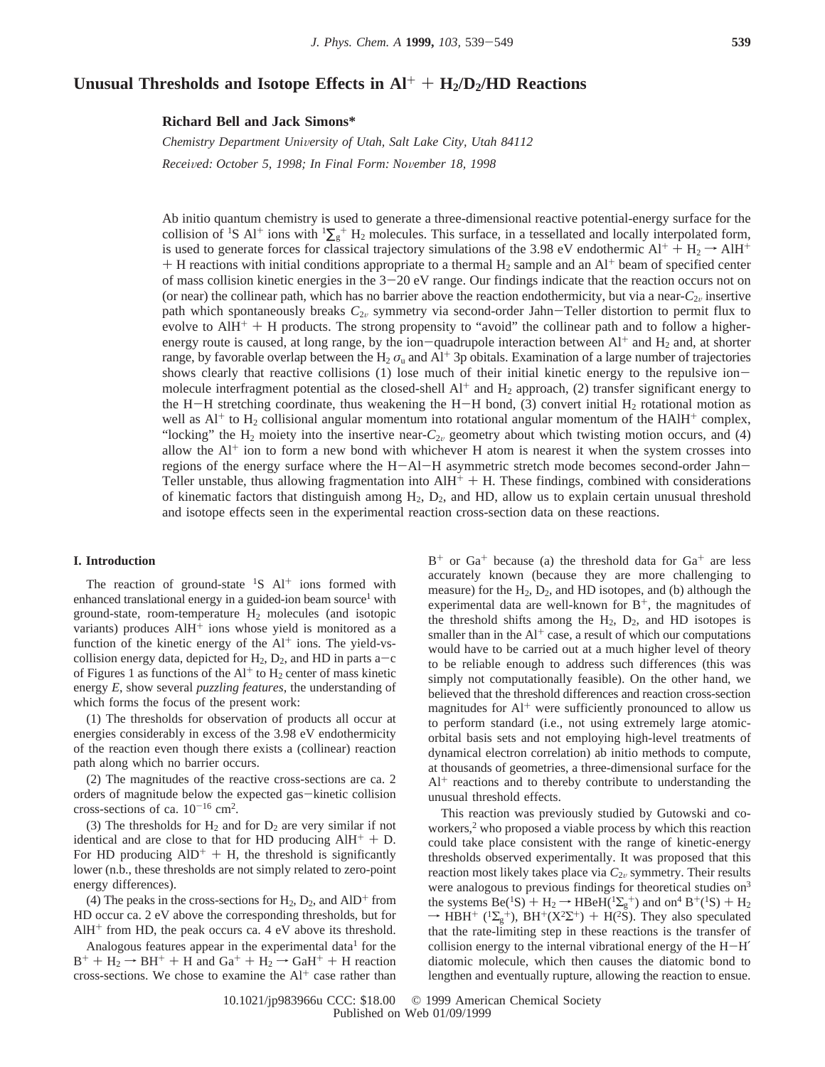# Unusual Thresholds and Isotope Effects in $Al^+ + H_2/D_2/HD$ Reactions

**Richard Bell and Jack Simons***

*Chemistry Department University of Utah, Salt Lake City, Utah 84112*

*Received: October 5, 1998; In Final Form: November 18, 1998*

Ab initio quantum chemistry is used to generate a three-dimensional reactive potential-energy surface for the collision of $^1S$ $Al^+$ ions with $^1\Sigma_g^+$ $H_2$ molecules. This surface, in a tessellated and locally interpolated form, is used to generate forces for classical trajectory simulations of the 3.98 eV endothermic $Al^+ + H_2 \rightarrow AlH^+ + H$ reactions with initial conditions appropriate to a thermal $H_2$ sample and an $Al^+$ beam of specified center of mass collision kinetic energies in the 3–20 eV range. Our findings indicate that the reaction occurs not on (or near) the collinear path, which has no barrier above the reaction endothermicity, but via a near-$C_{2v}$ insertive path which spontaneously breaks $C_{2v}$ symmetry via second-order Jahn–Teller distortion to permit flux to evolve to $AlH^+ + H$ products. The strong propensity to "avoid" the collinear path and to follow a higher-energy route is caused, at long range, by the ion–quadrupole interaction between $Al^+$ and $H_2$ and, at shorter range, by favorable overlap between the $H_2$ $\sigma_u$ and $Al^+$ 3p obitals. Examination of a large number of trajectories shows clearly that reactive collisions (1) lose much of their initial kinetic energy to the repulsive ion–molecule interfragment potential as the closed-shell $Al^+$ and $H_2$ approach, (2) transfer significant energy to the H–H stretching coordinate, thus weakening the H–H bond, (3) convert initial $H_2$ rotational motion as well as $Al^+$ to $H_2$ collisional angular momentum into rotational angular momentum of the $HAlH^+$ complex, "locking" the $H_2$ moiety into the insertive near-$C_{2v}$ geometry about which twisting motion occurs, and (4) allow the $Al^+$ ion to form a new bond with whichever H atom is nearest it when the system crosses into regions of the energy surface where the H–Al–H asymmetric stretch mode becomes second-order Jahn–Teller unstable, thus allowing fragmentation into $AlH^+ + H$. These findings, combined with considerations of kinematic factors that distinguish among $H_2$, $D_2$, and HD, allow us to explain certain unusual threshold and isotope effects seen in the experimental reaction cross-section data on these reactions.

## I. Introduction

The reaction of ground-state $^1S$ $Al^+$ ions formed with enhanced translational energy in a guided-ion beam source[1] with ground-state, room-temperature $H_2$ molecules (and isotopic variants) produces $AlH^+$ ions whose yield is monitored as a function of the kinetic energy of the $Al^+$ ions. The yield-vs-collision energy data, depicted for $H_2$, $D_2$, and HD in parts a–c of Figures 1 as functions of the $Al^+$ to $H_2$ center of mass kinetic energy $E$, show several *puzzling features*, the understanding of which forms the focus of the present work:

(1) The thresholds for observation of products all occur at energies considerably in excess of the 3.98 eV endothermicity of the reaction even though there exists a (collinear) reaction path along which no barrier occurs.

(2) The magnitudes of the reactive cross-sections are ca. 2 orders of magnitude below the expected gas–kinetic collision cross-sections of ca. $10^{-16}$ cm$^2$.

(3) The thresholds for $H_2$ and for $D_2$ are very similar if not identical and are close to that for HD producing $AlH^+ + D$. For HD producing $AlD^+ + H$, the threshold is significantly lower (n.b., these thresholds are not simply related to zero-point energy differences).

(4) The peaks in the cross-sections for $H_2$, $D_2$, and $AlD^+$ from HD occur ca. 2 eV above the corresponding thresholds, but for $AlH^+$ from HD, the peak occurs ca. 4 eV above its threshold.

Analogous features appear in the experimental data[1] for the $B^+ + H_2 \rightarrow BH^+ + H$ and $Ga^+ + H_2 \rightarrow GaH^+ + H$ reaction cross-sections. We chose to examine the $Al^+$ case rather than $B^+$ or $Ga^+$ because (a) the threshold data for $Ga^+$ are less accurately known (because they are more challenging to measure) for the $H_2$, $D_2$, and HD isotopes, and (b) although the experimental data are well-known for $B^+$, the magnitudes of the threshold shifts among the $H_2$, $D_2$, and HD isotopes is smaller than in the $Al^+$ case, a result of which our computations would have to be carried out at a much higher level of theory to be reliable enough to address such differences (this was simply not computationally feasible). On the other hand, we believed that the threshold differences and reaction cross-section magnitudes for $Al^+$ were sufficiently pronounced to allow us to perform standard (i.e., not using extremely large atomic-orbital basis sets and not employing high-level treatments of dynamical electron correlation) ab initio methods to compute, at thousands of geometries, a three-dimensional surface for the $Al^+$ reactions and to thereby contribute to understanding the unusual threshold effects.

This reaction was previously studied by Gutowski and co-workers,[2] who proposed a viable process by which this reaction could take place consistent with the range of kinetic-energy thresholds observed experimentally. It was proposed that this reaction most likely takes place via $C_{2v}$ symmetry. Their results were analogous to previous findings for theoretical studies on[3] the systems $Be(^1S) + H_2 \rightarrow HBeH(^1\Sigma_g^+)$ and on[4] $B^+(^1S) + H_2 \rightarrow HBH^+$ ($^1\Sigma_g^+$), $BH^+(X^2\Sigma^+) + H(^2S)$. They also speculated that the rate-limiting step in these reactions is the transfer of collision energy to the internal vibrational energy of the H–H′ diatomic molecule, which then causes the diatomic bond to lengthen and eventually rupture, allowing the reaction to ensue.

10.1021/jp983966u CCC: \$18.00 © 1999 American Chemical Society
Published on Web 01/09/1999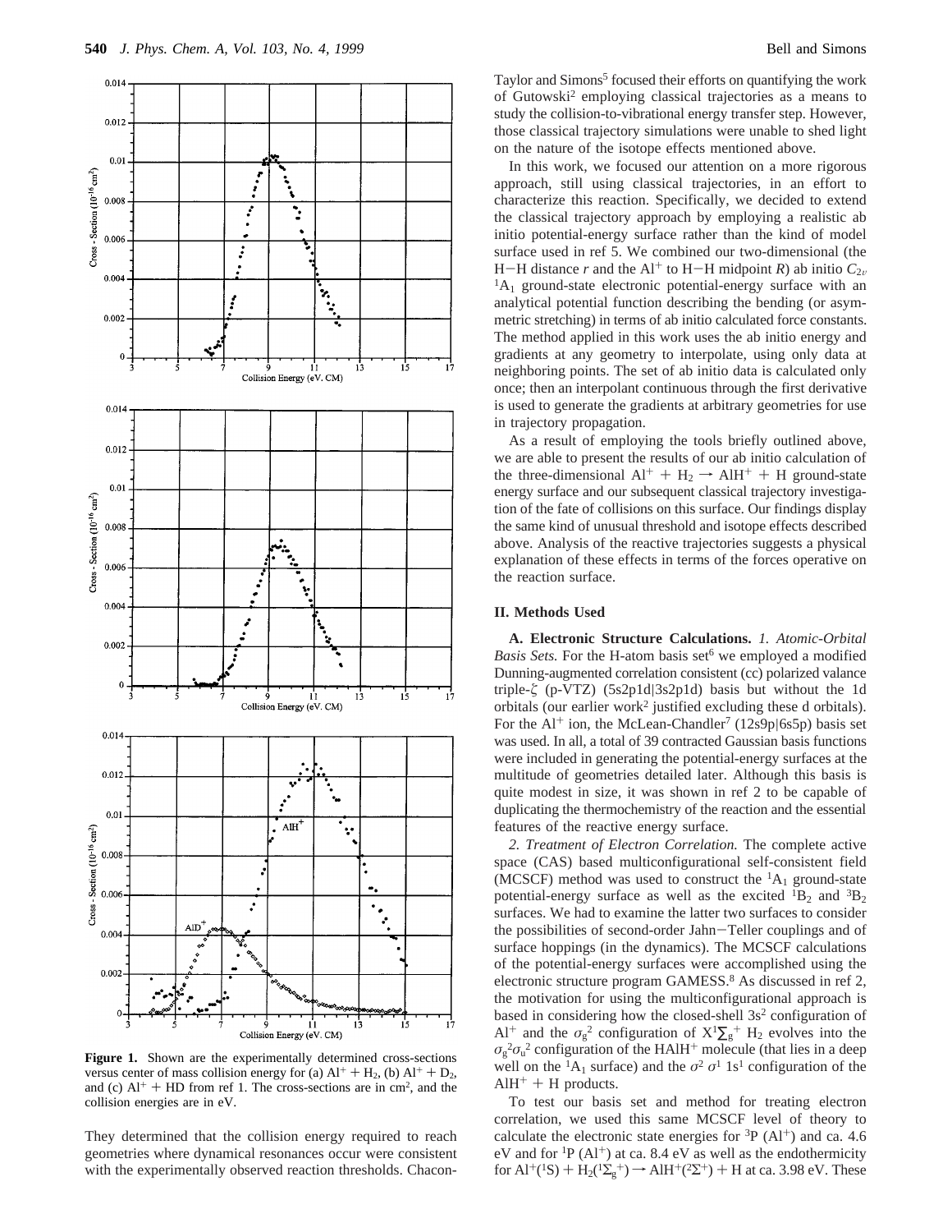**Figure 1.** Shown are the experimentally determined cross-sections versus center of mass collision energy for (a) $Al^+ + H_2$, (b) $Al^+ + D_2$, and (c) $Al^+ + HD$ from ref 1. The cross-sections are in $cm^2$, and the collision energies are in eV.

They determined that the collision energy required to reach geometries where dynamical resonances occur were consistent with the experimentally observed reaction thresholds. Chacon-Taylor and Simons[5] focused their efforts on quantifying the work of Gutowski[2] employing classical trajectories as a means to study the collision-to-vibrational energy transfer step. However, those classical trajectory simulations were unable to shed light on the nature of the isotope effects mentioned above.

In this work, we focused our attention on a more rigorous approach, still using classical trajectories, in an effort to characterize this reaction. Specifically, we decided to extend the classical trajectory approach by employing a realistic ab initio potential-energy surface rather than the kind of model surface used in ref 5. We combined our two-dimensional (the H–H distance $r$ and the $Al^+$ to H–H midpoint $R$) ab initio $C_{2v}$ $^1A_1$ ground-state electronic potential-energy surface with an analytical potential function describing the bending (or asymmetric stretching) in terms of ab initio calculated force constants. The method applied in this work uses the ab initio energy and gradients at any geometry to interpolate, using only data at neighboring points. The set of ab initio data is calculated only once; then an interpolant continuous through the first derivative is used to generate the gradients at arbitrary geometries for use in trajectory propagation.

As a result of employing the tools briefly outlined above, we are able to present the results of our ab initio calculation of the three-dimensional $Al^+ + H_2 \rightarrow AlH^+ + H$ ground-state energy surface and our subsequent classical trajectory investigation of the fate of collisions on this surface. Our findings display the same kind of unusual threshold and isotope effects described above. Analysis of the reactive trajectories suggests a physical explanation of these effects in terms of the forces operative on the reaction surface.

## II. Methods Used

**A. Electronic Structure Calculations.** *1. Atomic-Orbital Basis Sets.* For the H-atom basis set[6] we employed a modified Dunning-augmented correlation consistent (cc) polarized valance triple-$\zeta$ (p-VTZ) (5s2p1d|3s2p1d) basis but without the 1d orbitals (our earlier work[2] justified excluding these d orbitals). For the $Al^+$ ion, the McLean-Chandler[7] (12s9p|6s5p) basis set was used. In all, a total of 39 contracted Gaussian basis functions were included in generating the potential-energy surfaces at the multitude of geometries detailed later. Although this basis is quite modest in size, it was shown in ref 2 to be capable of duplicating the thermochemistry of the reaction and the essential features of the reactive energy surface.

*2. Treatment of Electron Correlation.* The complete active space (CAS) based multiconfigurational self-consistent field (MCSCF) method was used to construct the $^1A_1$ ground-state potential-energy surface as well as the excited $^1B_2$ and $^3B_2$ surfaces. We had to examine the latter two surfaces to consider the possibilities of second-order Jahn–Teller couplings and of surface hoppings (in the dynamics). The MCSCF calculations of the potential-energy surfaces were accomplished using the electronic structure program GAMESS.[8] As discussed in ref 2, the motivation for using the multiconfigurational approach is based in considering how the closed-shell $3s^2$ configuration of $Al^+$ and the $\sigma_g^2$ configuration of $X^1\Sigma_g^+$ $H_2$ evolves into the $\sigma_g^2\sigma_u^2$ configuration of the $HAlH^+$ molecule (that lies in a deep well on the $^1A_1$ surface) and the $\sigma^2\ \sigma^1\ 1s^1$ configuration of the $AlH^+ + H$ products.

To test our basis set and method for treating electron correlation, we used this same MCSCF level of theory to calculate the electronic state energies for $^3P$ ($Al^+$) and ca. 4.6 eV and for $^1P$ ($Al^+$) at ca. 8.4 eV as well as the endothermicity for $Al^+(^1S) + H_2(^1\Sigma_g^+) \rightarrow AlH^+(^2\Sigma^+) + H$ at ca. 3.98 eV. These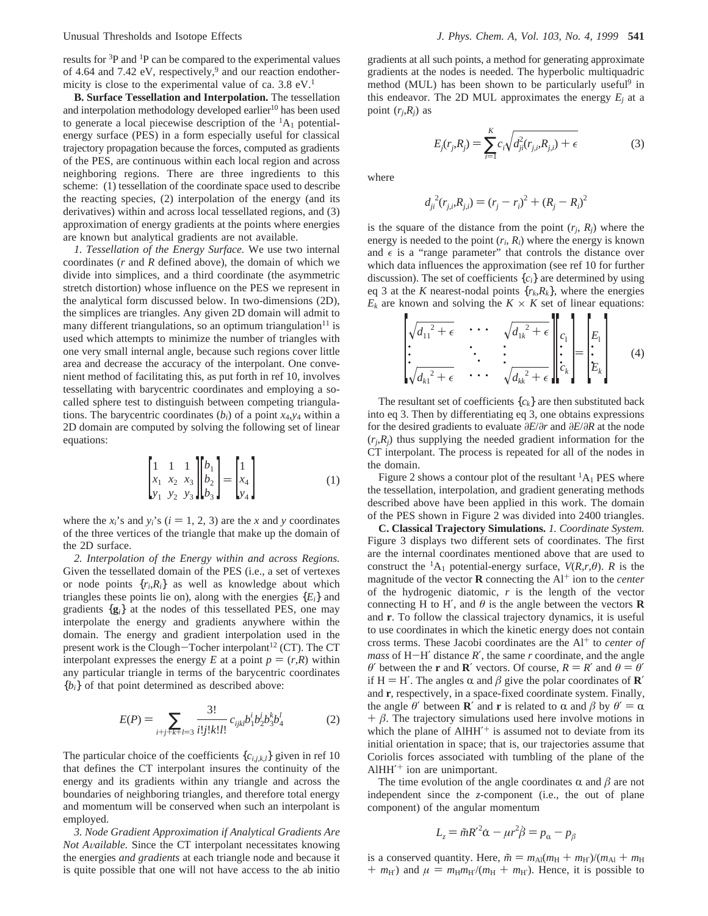results for $^3$P and $^1$P can be compared to the experimental values of 4.64 and 7.42 eV, respectively,[9] and our reaction endothermicity is close to the experimental value of ca. 3.8 eV.[1]

**B. Surface Tessellation and Interpolation.** The tessellation and interpolation methodology developed earlier[10] has been used to generate a local piecewise description of the $^1A_1$ potential-energy surface (PES) in a form especially useful for classical trajectory propagation because the forces, computed as gradients of the PES, are continuous within each local region and across neighboring regions. There are three ingredients to this scheme: (1) tessellation of the coordinate space used to describe the reacting species, (2) interpolation of the energy (and its derivatives) within and across local tessellated regions, and (3) approximation of energy gradients at the points where energies are known but analytical gradients are not available.

*1. Tessellation of the Energy Surface.* We use two internal coordinates ($r$ and $R$ defined above), the domain of which we divide into simplices, and a third coordinate (the asymmetric stretch distortion) whose influence on the PES we represent in the analytical form discussed below. In two-dimensions (2D), the simplices are triangles. Any given 2D domain will admit to many different triangulations, so an optimum triangulation[11] is used which attempts to minimize the number of triangles with one very small internal angle, because such regions cover little area and decrease the accuracy of the interpolant. One convenient method of facilitating this, as put forth in ref 10, involves tessellating with barycentric coordinates and employing a so-called sphere test to distinguish between competing triangulations. The barycentric coordinates ($b_i$) of a point $x_4$,$y_4$ within a 2D domain are computed by solving the following set of linear equations:

$$\begin{bmatrix} 1 & 1 & 1 \\ x_1 & x_2 & x_3 \\ y_1 & y_2 & y_3 \end{bmatrix} \begin{bmatrix} b_1 \\ b_2 \\ b_3 \end{bmatrix} = \begin{bmatrix} 1 \\ x_4 \\ y_4 \end{bmatrix} \tag{1}$$

where the $x_i$'s and $y_i$'s ($i = 1, 2, 3$) are the $x$ and $y$ coordinates of the three vertices of the triangle that make up the domain of the 2D surface.

*2. Interpolation of the Energy within and across Regions.* Given the tessellated domain of the PES (i.e., a set of vertexes or node points $\{r_i,R_i\}$ as well as knowledge about which triangles these points lie on), along with the energies $\{E_i\}$ and gradients $\{\mathbf{g}_i\}$ at the nodes of this tessellated PES, one may interpolate the energy and gradients anywhere within the domain. The energy and gradient interpolation used in the present work is the Clough–Tocher interpolant[12] (CT). The CT interpolant expresses the energy $E$ at a point $p = (r,R)$ within any particular triangle in terms of the barycentric coordinates $\{b_i\}$ of that point determined as described above:

$$E(P) = \sum_{i+j+k+l=3} \frac{3!}{i!j!k!l!} c_{ijkl} b_1^i b_2^j b_3^k b_4^l \tag{2}$$

The particular choice of the coefficients $\{c_{i,j,k,l}\}$ given in ref 10 that defines the CT interpolant insures the continuity of the energy and its gradients within any triangle and across the boundaries of neighboring triangles, and therefore total energy and momentum will be conserved when such an interpolant is employed.

*3. Node Gradient Approximation if Analytical Gradients Are Not Available.* Since the CT interpolant necessitates knowing the energies *and gradients* at each triangle node and because it is quite possible that one will not have access to the ab initio gradients at all such points, a method for generating approximate gradients at the nodes is needed. The hyperbolic multiquadric method (MUL) has been shown to be particularly useful[9] in this endeavor. The 2D MUL approximates the energy $E_j$ at a point $(r_j,R_j)$ as

$$E_j(r_j,R_j) = \sum_{i=1}^{K} c_i \sqrt{d_{ji}^2(r_{j,i},R_{j,i}) + \epsilon} \tag{3}$$

where

$$d_{ji}^{\ 2}(r_{j,i},R_{j,i}) = (r_j - r_i)^2 + (R_j - R_i)^2$$

is the square of the distance from the point $(r_j, R_j)$ where the energy is needed to the point $(r_i, R_i)$ where the energy is known and $\epsilon$ is a "range parameter" that controls the distance over which data influences the approximation (see ref 10 for further discussion). The set of coefficients $\{c_i\}$ are determined by using eq 3 at the $K$ nearest-nodal points $\{r_k,R_k\}$, where the energies $E_k$ are known and solving the $K \times K$ set of linear equations:

$$\begin{bmatrix} \sqrt{d_{11}^{\ 2} + \epsilon} & \cdots & \sqrt{d_{1k}^{\ 2} + \epsilon} \\ \vdots & \ddots & \vdots \\ \sqrt{d_{k1}^{\ 2} + \epsilon} & \cdots & \sqrt{d_{kk}^{\ 2} + \epsilon} \end{bmatrix} \begin{bmatrix} c_1 \\ \vdots \\ c_k \end{bmatrix} = \begin{bmatrix} E_1 \\ \vdots \\ E_k \end{bmatrix} \tag{4}$$

The resultant set of coefficients $\{c_k\}$ are then substituted back into eq 3. Then by differentiating eq 3, one obtains expressions for the desired gradients to evaluate $\partial E/\partial r$ and $\partial E/\partial R$ at the node $(r_j,R_j)$ thus supplying the needed gradient information for the CT interpolant. The process is repeated for all of the nodes in the domain.

Figure 2 shows a contour plot of the resultant $^1A_1$ PES where the tessellation, interpolation, and gradient generating methods described above have been applied in this work. The domain of the PES shown in Figure 2 was divided into 2400 triangles.

**C. Classical Trajectory Simulations.** *1. Coordinate System.* Figure 3 displays two different sets of coordinates. The first are the internal coordinates mentioned above that are used to construct the $^1A_1$ potential-energy surface, $V(R,r,\theta)$. $R$ is the magnitude of the vector $\mathbf{R}$ connecting the $Al^+$ ion to the *center* of the hydrogenic diatomic, $r$ is the length of the vector connecting H to H′, and $\theta$ is the angle between the vectors $\mathbf{R}$ and $\mathbf{r}$. To follow the classical trajectory dynamics, it is useful to use coordinates in which the kinetic energy does not contain cross terms. These Jacobi coordinates are the $Al^+$ to *center of mass* of H–H′ distance $R'$, the same $r$ coordinate, and the angle $\theta'$ between the $\mathbf{r}$ and $\mathbf{R}'$ vectors. Of course, $R = R'$ and $\theta = \theta'$ if H = H′. The angles $\alpha$ and $\beta$ give the polar coordinates of $\mathbf{R}'$ and $\mathbf{r}$, respectively, in a space-fixed coordinate system. Finally, the angle $\theta'$ between $\mathbf{R}'$ and $\mathbf{r}$ is related to $\alpha$ and $\beta$ by $\theta' = \alpha + \beta$. The trajectory simulations used here involve motions in which the plane of $AlHH'^+$ is assumed not to deviate from its initial orientation in space; that is, our trajectories assume that Coriolis forces associated with tumbling of the plane of the $AlHH'^+$ ion are unimportant.

The time evolution of the angle coordinates $\alpha$ and $\beta$ are not independent since the $z$-component (i.e., the out of plane component) of the angular momentum

$$L_z = \tilde{m}R'^2\dot{\alpha} - \mu r^2\dot{\beta} = p_\alpha - p_\beta$$

is a conserved quantity. Here, $\tilde{m} = m_{Al}(m_H + m_{H'})/(m_{Al} + m_H + m_{H'})$ and $\mu = m_H m_{H'}/(m_H + m_{H'})$. Hence, it is possible to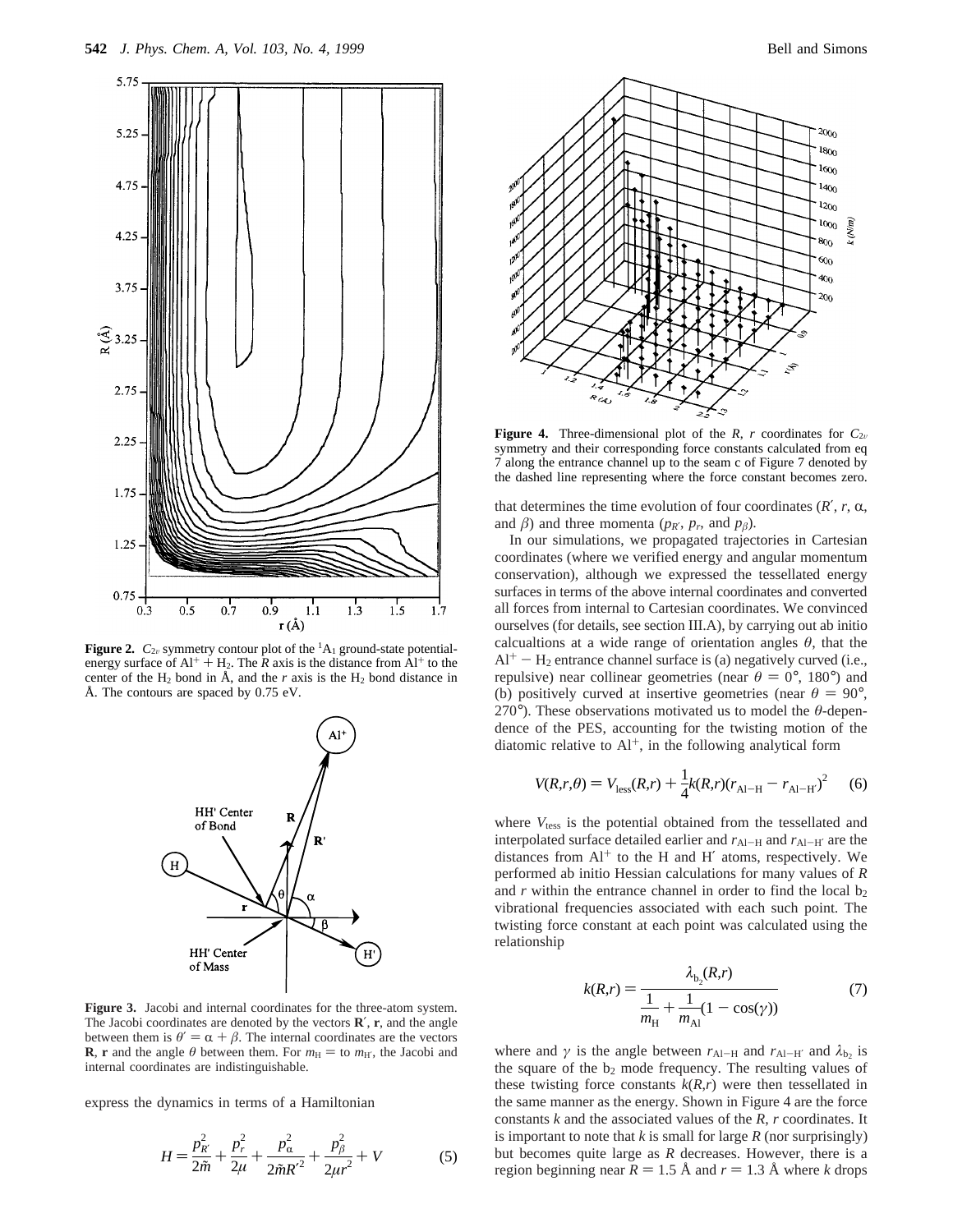**Figure 2.** $C_{2v}$ symmetry contour plot of the $^1A_1$ ground-state potential-energy surface of $Al^+ + H_2$. The *R* axis is the distance from $Al^+$ to the center of the $H_2$ bond in Å, and the *r* axis is the $H_2$ bond distance in Å. The contours are spaced by 0.75 eV.

**Figure 3.** Jacobi and internal coordinates for the three-atom system. The Jacobi coordinates are denoted by the vectors $\mathbf{R}'$, $\mathbf{r}$, and the angle between them is $\theta' = \alpha + \beta$. The internal coordinates are the vectors $\mathbf{R}$, $\mathbf{r}$ and the angle $\theta$ between them. For $m_H = $ to $m_{H'}$, the Jacobi and internal coordinates are indistinguishable.

express the dynamics in terms of a Hamiltonian

$$H = \frac{p_{R'}^2}{2\tilde{m}} + \frac{p_r^2}{2\mu} + \frac{p_\alpha^2}{2\tilde{m}R'^2} + \frac{p_\beta^2}{2\mu r^2} + V \qquad (5)$$

**Figure 4.** Three-dimensional plot of the *R*, *r* coordinates for $C_{2v}$ symmetry and their corresponding force constants calculated from eq 7 along the entrance channel up to the seam c of Figure 7 denoted by the dashed line representing where the force constant becomes zero.

that determines the time evolution of four coordinates ($R'$, $r$, $\alpha$, and $\beta$) and three momenta ($p_{R'}$, $p_r$, and $p_\beta$).

In our simulations, we propagated trajectories in Cartesian coordinates (where we verified energy and angular momentum conservation), although we expressed the tessellated energy surfaces in terms of the above internal coordinates and converted all forces from internal to Cartesian coordinates. We convinced ourselves (for details, see section III.A), by carrying out ab initio calcualtions at a wide range of orientation angles $\theta$, that the $Al^+ - H_2$ entrance channel surface is (a) negatively curved (i.e., repulsive) near collinear geometries (near $\theta = 0°, 180°$) and (b) positively curved at insertive geometries (near $\theta = 90°, 270°$). These observations motivated us to model the $\theta$-dependence of the PES, accounting for the twisting motion of the diatomic relative to $Al^+$, in the following analytical form

$$V(R,r,\theta) = V_{\text{less}}(R,r) + \frac{1}{4}k(R,r)(r_{\text{Al-H}} - r_{\text{Al-H}'})^2 \qquad (6)$$

where $V_{\text{tess}}$ is the potential obtained from the tessellated and interpolated surface detailed earlier and $r_{\text{Al-H}}$ and $r_{\text{Al-H}'}$ are the distances from $Al^+$ to the H and H′ atoms, respectively. We performed ab initio Hessian calculations for many values of *R* and *r* within the entrance channel in order to find the local $b_2$ vibrational frequencies associated with each such point. The twisting force constant at each point was calculated using the relationship

$$k(R,r) = \frac{\lambda_{b_2}(R,r)}{\dfrac{1}{m_H} + \dfrac{1}{m_{Al}}(1 - \cos(\gamma))} \qquad (7)$$

where and $\gamma$ is the angle between $r_{\text{Al-H}}$ and $r_{\text{Al-H}'}$ and $\lambda_{b_2}$ is the square of the $b_2$ mode frequency. The resulting values of these twisting force constants $k(R,r)$ were then tessellated in the same manner as the energy. Shown in Figure 4 are the force constants *k* and the associated values of the *R*, *r* coordinates. It is important to note that *k* is small for large *R* (nor surprisingly) but becomes quite large as *R* decreases. However, there is a region beginning near $R = 1.5$ Å and $r = 1.3$ Å where *k* drops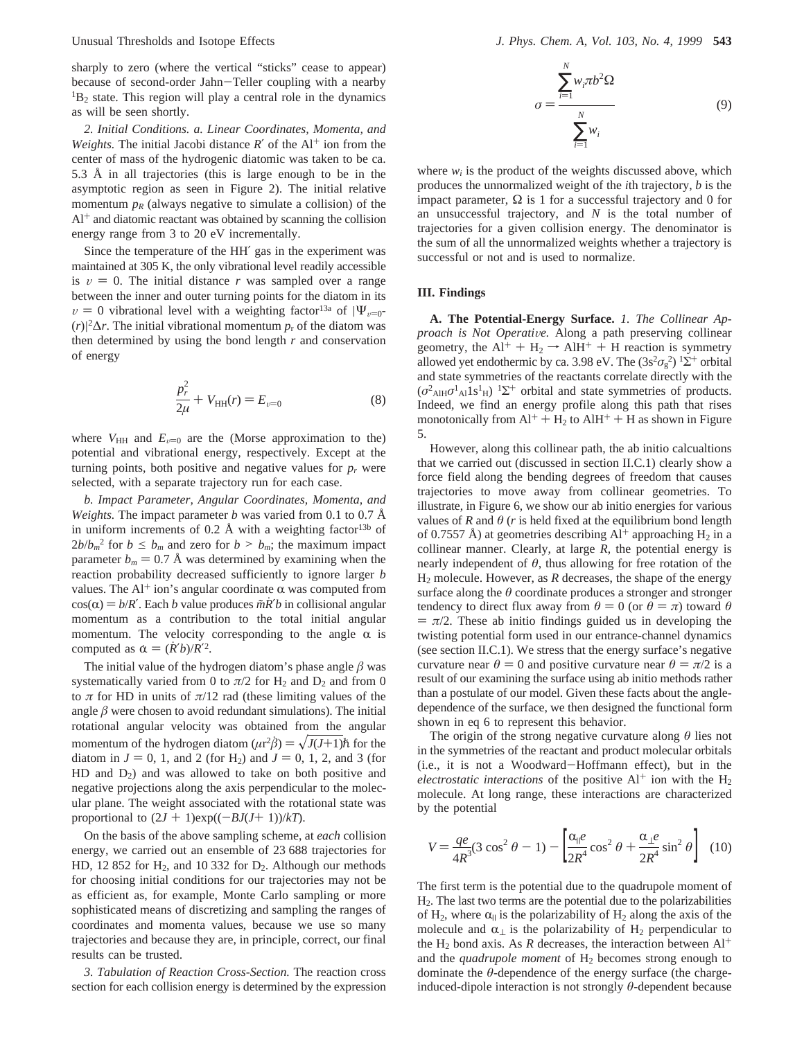sharply to zero (where the vertical "sticks" cease to appear) because of second-order Jahn–Teller coupling with a nearby $^1B_2$ state. This region will play a central role in the dynamics as will be seen shortly.

*2. Initial Conditions. a. Linear Coordinates, Momenta, and Weights.* The initial Jacobi distance $R'$ of the $Al^+$ ion from the center of mass of the hydrogenic diatomic was taken to be ca. 5.3 Å in all trajectories (this is large enough to be in the asymptotic region as seen in Figure 2). The initial relative momentum $p_R$ (always negative to simulate a collision) of the $Al^+$ and diatomic reactant was obtained by scanning the collision energy range from 3 to 20 eV incrementally.

Since the temperature of the HH′ gas in the experiment was maintained at 305 K, the only vibrational level readily accessible is $\upsilon = 0$. The initial distance $r$ was sampled over a range between the inner and outer turning points for the diatom in its $\upsilon = 0$ vibrational level with a weighting factor[13a] of $|\Psi_{\upsilon=0}(r)|^2\Delta r$. The initial vibrational momentum $p_r$ of the diatom was then determined by using the bond length $r$ and conservation of energy

$$\frac{p_r^2}{2\mu} + V_{HH}(r) = E_{\upsilon=0} \tag{8}$$

where $V_{HH}$ and $E_{\upsilon=0}$ are the (Morse approximation to the) potential and vibrational energy, respectively. Except at the turning points, both positive and negative values for $p_r$ were selected, with a separate trajectory run for each case.

*b. Impact Parameter, Angular Coordinates, Momenta, and Weights.* The impact parameter $b$ was varied from 0.1 to 0.7 Å in uniform increments of 0.2 Å with a weighting factor[13b] of $2b/b_m^2$ for $b \leq b_m$ and zero for $b > b_m$; the maximum impact parameter $b_m = 0.7$ Å was determined by examining when the reaction probability decreased sufficiently to ignore larger $b$ values. The $Al^+$ ion's angular coordinate $\alpha$ was computed from $\cos(\alpha) = b/R'$. Each $b$ value produces $\tilde{m}\dot{R}'b$ in collisional angular momentum as a contribution to the total initial angular momentum. The velocity corresponding to the angle $\alpha$ is computed as $\dot{\alpha} = (\dot{R}'b)/R'^2$.

The initial value of the hydrogen diatom's phase angle $\beta$ was systematically varied from 0 to $\pi/2$ for $H_2$ and $D_2$ and from 0 to $\pi$ for HD in units of $\pi/12$ rad (these limiting values of the angle $\beta$ were chosen to avoid redundant simulations). The initial rotational angular velocity was obtained from the angular momentum of the hydrogen diatom $(\mu r^2\dot{\beta}) = \sqrt{J(J+1)}\hbar$ for the diatom in $J = 0$, 1, and 2 (for $H_2$) and $J = 0$, 1, 2, and 3 (for HD and $D_2$) and was allowed to take on both positive and negative projections along the axis perpendicular to the molecular plane. The weight associated with the rotational state was proportional to $(2J + 1)\exp((-BJ(J+1))/kT)$.

On the basis of the above sampling scheme, at *each* collision energy, we carried out an ensemble of 23 688 trajectories for HD, 12 852 for $H_2$, and 10 332 for $D_2$. Although our methods for choosing initial conditions for our trajectories may not be as efficient as, for example, Monte Carlo sampling or more sophisticated means of discretizing and sampling the ranges of coordinates and momenta values, because we use so many trajectories and because they are, in principle, correct, our final results can be trusted.

*3. Tabulation of Reaction Cross-Section.* The reaction cross section for each collision energy is determined by the expression

$$\sigma = \frac{\sum_{i=1}^{N} w_i \pi b^2 \Omega}{\sum_{i=1}^{N} w_i} \tag{9}$$

where $w_i$ is the product of the weights discussed above, which produces the unnormalized weight of the $i$th trajectory, $b$ is the impact parameter, $\Omega$ is 1 for a successful trajectory and 0 for an unsuccessful trajectory, and $N$ is the total number of trajectories for a given collision energy. The denominator is the sum of all the unnormalized weights whether a trajectory is successful or not and is used to normalize.

### III. Findings

**A. The Potential-Energy Surface.** *1. The Collinear Approach is Not Operative.* Along a path preserving collinear geometry, the $Al^+ + H_2 \rightarrow AlH^+ + H$ reaction is symmetry allowed yet endothermic by ca. 3.98 eV. The $(3s^2\sigma_g^2)$ $^1\Sigma^+$ orbital and state symmetries of the reactants correlate directly with the $(\sigma^2_{AlH}\sigma^1_{Al}1s^1_H)$ $^1\Sigma^+$ orbital and state symmetries of products. Indeed, we find an energy profile along this path that rises monotonically from $Al^+ + H_2$ to $AlH^+ + H$ as shown in Figure 5.

However, along this collinear path, the ab initio calcualtions that we carried out (discussed in section II.C.1) clearly show a force field along the bending degrees of freedom that causes trajectories to move away from collinear geometries. To illustrate, in Figure 6, we show our ab initio energies for various values of $R$ and $\theta$ ($r$ is held fixed at the equilibrium bond length of 0.7557 Å) at geometries describing $Al^+$ approaching $H_2$ in a collinear manner. Clearly, at large $R$, the potential energy is nearly independent of $\theta$, thus allowing for free rotation of the $H_2$ molecule. However, as $R$ decreases, the shape of the energy surface along the $\theta$ coordinate produces a stronger and stronger tendency to direct flux away from $\theta = 0$ (or $\theta = \pi$) toward $\theta = \pi/2$. These ab initio findings guided us in developing the twisting potential form used in our entrance-channel dynamics (see section II.C.1). We stress that the energy surface's negative curvature near $\theta = 0$ and positive curvature near $\theta = \pi/2$ is a result of our examining the surface using ab initio methods rather than a postulate of our model. Given these facts about the angle-dependence of the surface, we then designed the functional form shown in eq 6 to represent this behavior.

The origin of the strong negative curvature along $\theta$ lies not in the symmetries of the reactant and product molecular orbitals (i.e., it is not a Woodward–Hoffmann effect), but in the *electrostatic interactions* of the positive $Al^+$ ion with the $H_2$ molecule. At long range, these interactions are characterized by the potential

$$V = \frac{qe}{4R^3}(3\cos^2\theta - 1) - \left[\frac{\alpha_{\parallel}e}{2R^4}\cos^2\theta + \frac{\alpha_{\perp}e}{2R^4}\sin^2\theta\right] \tag{10}$$

The first term is the potential due to the quadrupole moment of $H_2$. The last two terms are the potential due to the polarizabilities of $H_2$, where $\alpha_{\parallel}$ is the polarizability of $H_2$ along the axis of the molecule and $\alpha_{\perp}$ is the polarizability of $H_2$ perpendicular to the $H_2$ bond axis. As $R$ decreases, the interaction between $Al^+$ and the *quadrupole moment* of $H_2$ becomes strong enough to dominate the $\theta$-dependence of the energy surface (the charge-induced-dipole interaction is not strongly $\theta$-dependent because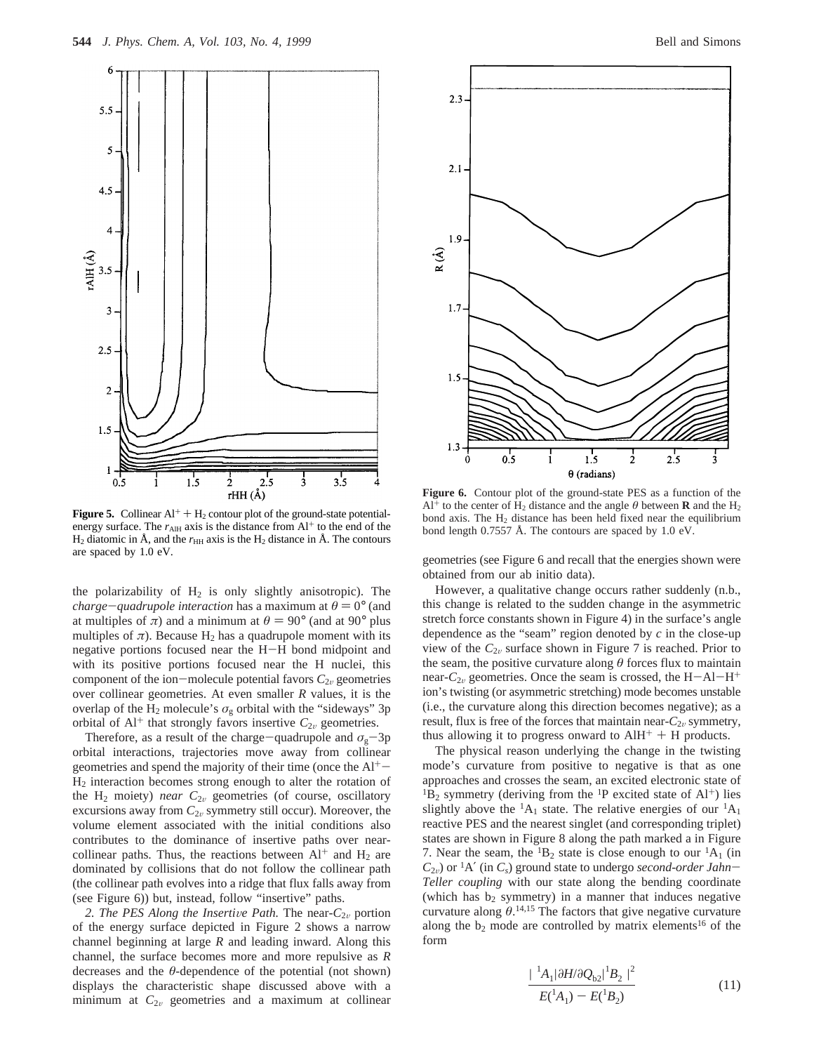**Figure 5.** Collinear $Al^+ + H_2$ contour plot of the ground-state potential-energy surface. The $r_{AlH}$ axis is the distance from $Al^+$ to the end of the $H_2$ diatomic in Å, and the $r_{HH}$ axis is the $H_2$ distance in Å. The contours are spaced by 1.0 eV.

**Figure 6.** Contour plot of the ground-state PES as a function of the $Al^+$ to the center of $H_2$ distance and the angle $\theta$ between **R** and the $H_2$ bond axis. The $H_2$ distance has been held fixed near the equilibrium bond length 0.7557 Å. The contours are spaced by 1.0 eV.

the polarizability of $H_2$ is only slightly anisotropic). The *charge–quadrupole interaction* has a maximum at $\theta = 0°$ (and at multiples of $\pi$) and a minimum at $\theta = 90°$ (and at 90° plus multiples of $\pi$). Because $H_2$ has a quadrupole moment with its negative portions focused near the H–H bond midpoint and with its positive portions focused near the H nuclei, this component of the ion–molecule potential favors $C_{2v}$ geometries over collinear geometries. At even smaller *R* values, it is the overlap of the $H_2$ molecule's $\sigma_g$ orbital with the "sideways" 3p orbital of $Al^+$ that strongly favors insertive $C_{2v}$ geometries.

Therefore, as a result of the charge–quadrupole and $\sigma_g$–3p orbital interactions, trajectories move away from collinear geometries and spend the majority of their time (once the $Al^+$–$H_2$ interaction becomes strong enough to alter the rotation of the $H_2$ moiety) *near* $C_{2v}$ geometries (of course, oscillatory excursions away from $C_{2v}$ symmetry still occur). Moreover, the volume element associated with the initial conditions also contributes to the dominance of insertive paths over near-collinear paths. Thus, the reactions between $Al^+$ and $H_2$ are dominated by collisions that do not follow the collinear path (the collinear path evolves into a ridge that flux falls away from (see Figure 6)) but, instead, follow "insertive" paths.

*2. The PES Along the Insertive Path.* The near-$C_{2v}$ portion of the energy surface depicted in Figure 2 shows a narrow channel beginning at large *R* and leading inward. Along this channel, the surface becomes more and more repulsive as *R* decreases and the $\theta$-dependence of the potential (not shown) displays the characteristic shape discussed above with a minimum at $C_{2v}$ geometries and a maximum at collinear geometries (see Figure 6 and recall that the energies shown were obtained from our ab initio data).

However, a qualitative change occurs rather suddenly (n.b., this change is related to the sudden change in the asymmetric stretch force constants shown in Figure 4) in the surface's angle dependence as the "seam" region denoted by *c* in the close-up view of the $C_{2v}$ surface shown in Figure 7 is reached. Prior to the seam, the positive curvature along $\theta$ forces flux to maintain near-$C_{2v}$ geometries. Once the seam is crossed, the $H–Al–H^+$ ion's twisting (or asymmetric stretching) mode becomes unstable (i.e., the curvature along this direction becomes negative); as a result, flux is free of the forces that maintain near-$C_{2v}$ symmetry, thus allowing it to progress onward to $AlH^+ + H$ products.

The physical reason underlying the change in the twisting mode's curvature from positive to negative is that as one approaches and crosses the seam, an excited electronic state of $^1B_2$ symmetry (deriving from the $^1P$ excited state of $Al^+$) lies slightly above the $^1A_1$ state. The relative energies of our $^1A_1$ reactive PES and the nearest singlet (and corresponding triplet) states are shown in Figure 8 along the path marked a in Figure 7. Near the seam, the $^1B_2$ state is close enough to our $^1A_1$ (in $C_{2v}$) or $^1A'$ (in $C_s$) ground state to undergo *second-order Jahn–Teller coupling* with our state along the bending coordinate (which has $b_2$ symmetry) in a manner that induces negative curvature along $\theta$.[14,15] The factors that give negative curvature along the $b_2$ mode are controlled by matrix elements[16] of the form

$$\frac{|\langle ^1A_1|\partial H/\partial Q_{b2}|^1B_2\rangle|^2}{E(^1A_1) - E(^1B_2)} \tag{11}$$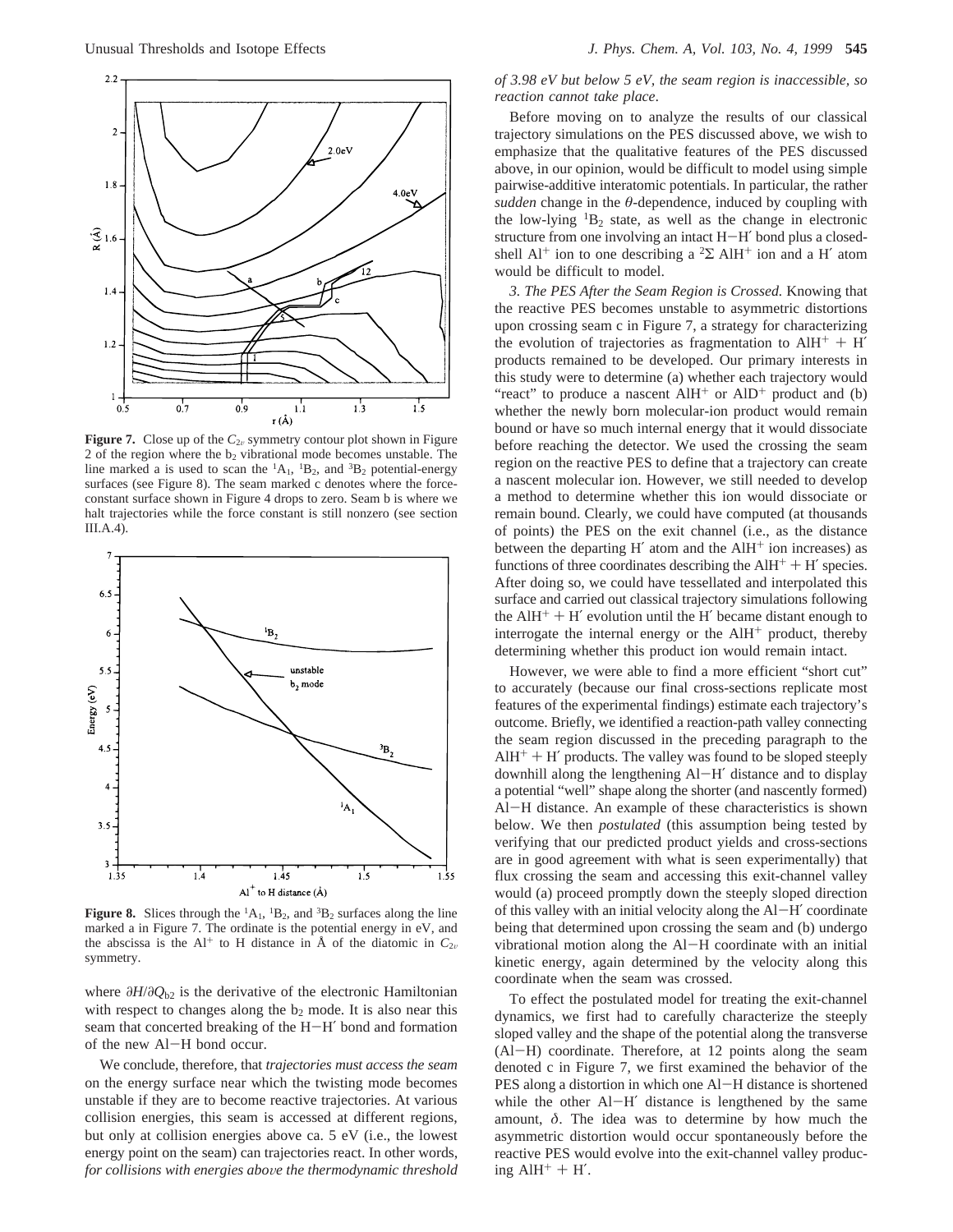**Figure 7.** Close up of the $C_{2v}$ symmetry contour plot shown in Figure 2 of the region where the $b_2$ vibrational mode becomes unstable. The line marked a is used to scan the $^1A_1$, $^1B_2$, and $^3B_2$ potential-energy surfaces (see Figure 8). The seam marked c denotes where the force-constant surface shown in Figure 4 drops to zero. Seam b is where we halt trajectories while the force constant is still nonzero (see section III.A.4).

**Figure 8.** Slices through the $^1A_1$, $^1B_2$, and $^3B_2$ surfaces along the line marked a in Figure 7. The ordinate is the potential energy in eV, and the abscissa is the $Al^+$ to H distance in Å of the diatomic in $C_{2v}$ symmetry.

where $\partial H/\partial Q_{b2}$ is the derivative of the electronic Hamiltonian with respect to changes along the $b_2$ mode. It is also near this seam that concerted breaking of the H−H′ bond and formation of the new Al−H bond occur.

We conclude, therefore, that *trajectories must access the seam* on the energy surface near which the twisting mode becomes unstable if they are to become reactive trajectories. At various collision energies, this seam is accessed at different regions, but only at collision energies above ca. 5 eV (i.e., the lowest energy point on the seam) can trajectories react. In other words, *for collisions with energies above the thermodynamic threshold of 3.98 eV but below 5 eV, the seam region is inaccessible, so reaction cannot take place*.

Before moving on to analyze the results of our classical trajectory simulations on the PES discussed above, we wish to emphasize that the qualitative features of the PES discussed above, in our opinion, would be difficult to model using simple pairwise-additive interatomic potentials. In particular, the rather *sudden* change in the $\theta$-dependence, induced by coupling with the low-lying $^1B_2$ state, as well as the change in electronic structure from one involving an intact H−H′ bond plus a closed-shell $Al^+$ ion to one describing a $^2\Sigma$ $AlH^+$ ion and a H′ atom would be difficult to model.

*3. The PES After the Seam Region is Crossed.* Knowing that the reactive PES becomes unstable to asymmetric distortions upon crossing seam c in Figure 7, a strategy for characterizing the evolution of trajectories as fragmentation to $AlH^+$ + H′ products remained to be developed. Our primary interests in this study were to determine (a) whether each trajectory would "react" to produce a nascent $AlH^+$ or $AlD^+$ product and (b) whether the newly born molecular-ion product would remain bound or have so much internal energy that it would dissociate before reaching the detector. We used the crossing the seam region on the reactive PES to define that a trajectory can create a nascent molecular ion. However, we still needed to develop a method to determine whether this ion would dissociate or remain bound. Clearly, we could have computed (at thousands of points) the PES on the exit channel (i.e., as the distance between the departing H′ atom and the $AlH^+$ ion increases) as functions of three coordinates describing the $AlH^+$ + H′ species. After doing so, we could have tessellated and interpolated this surface and carried out classical trajectory simulations following the $AlH^+$ + H′ evolution until the H′ became distant enough to interrogate the internal energy or the $AlH^+$ product, thereby determining whether this product ion would remain intact.

However, we were able to find a more efficient "short cut" to accurately (because our final cross-sections replicate most features of the experimental findings) estimate each trajectory's outcome. Briefly, we identified a reaction-path valley connecting the seam region discussed in the preceding paragraph to the $AlH^+$ + H′ products. The valley was found to be sloped steeply downhill along the lengthening Al−H′ distance and to display a potential "well" shape along the shorter (and nascently formed) Al−H distance. An example of these characteristics is shown below. We then *postulated* (this assumption being tested by verifying that our predicted product yields and cross-sections are in good agreement with what is seen experimentally) that flux crossing the seam and accessing this exit-channel valley would (a) proceed promptly down the steeply sloped direction of this valley with an initial velocity along the Al−H′ coordinate being that determined upon crossing the seam and (b) undergo vibrational motion along the Al−H coordinate with an initial kinetic energy, again determined by the velocity along this coordinate when the seam was crossed.

To effect the postulated model for treating the exit-channel dynamics, we first had to carefully characterize the steeply sloped valley and the shape of the potential along the transverse (Al−H) coordinate. Therefore, at 12 points along the seam denoted c in Figure 7, we first examined the behavior of the PES along a distortion in which one Al−H distance is shortened while the other Al−H′ distance is lengthened by the same amount, $\delta$. The idea was to determine by how much the asymmetric distortion would occur spontaneously before the reactive PES would evolve into the exit-channel valley producing $AlH^+$ + H′.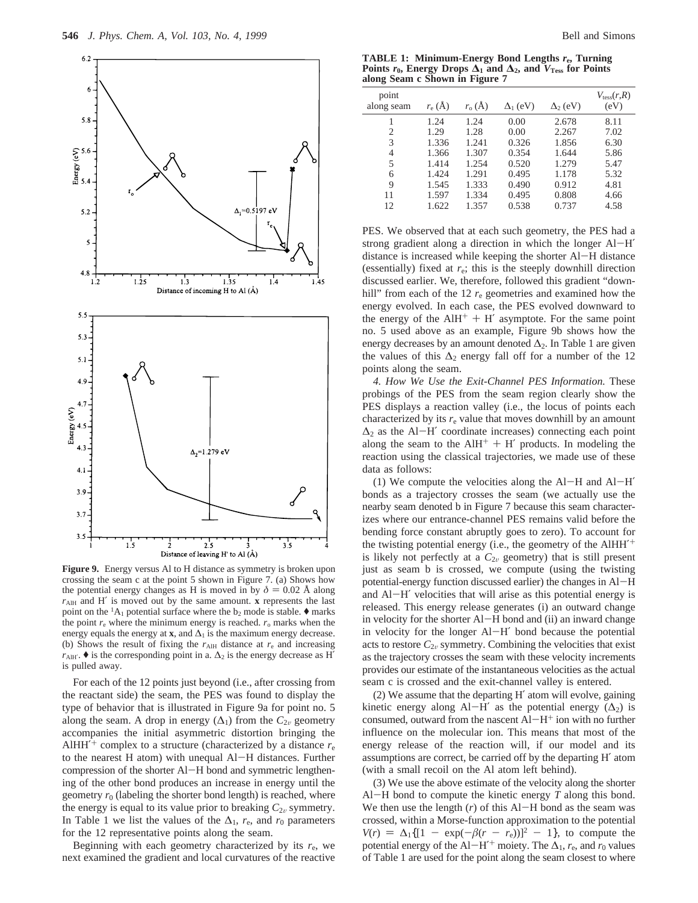**Figure 9.** Energy versus Al to H distance as symmetry is broken upon crossing the seam c at the point 5 shown in Figure 7. (a) Shows how the potential energy changes as H is moved in by $\delta = 0.02$ Å along $r_{AlH}$ and H′ is moved out by the same amount. **x** represents the last point on the $^1A_1$ potential surface where the $b_2$ mode is stable. ♦ marks the point $r_e$ where the minimum energy is reached. $r_o$ marks when the energy equals the energy at **x**, and $\Delta_1$ is the maximum energy decrease. (b) Shows the result of fixing the $r_{AlH}$ distance at $r_e$ and increasing $r_{AlH'}$. ♦ is the corresponding point in a. $\Delta_2$ is the energy decrease as H′ is pulled away.

For each of the 12 points just beyond (i.e., after crossing from the reactant side) the seam, the PES was found to display the type of behavior that is illustrated in Figure 9a for point no. 5 along the seam. A drop in energy ($\Delta_1$) from the $C_{2v}$ geometry accompanies the initial asymmetric distortion bringing the $AlHH'^+$ complex to a structure (characterized by a distance $r_e$ to the nearest H atom) with unequal Al−H distances. Further compression of the shorter Al−H bond and symmetric lengthening of the other bond produces an increase in energy until the geometry $r_0$ (labeling the shorter bond length) is reached, where the energy is equal to its value prior to breaking $C_{2v}$ symmetry. In Table 1 we list the values of the $\Delta_1$, $r_e$, and $r_0$ parameters for the 12 representative points along the seam.

Beginning with each geometry characterized by its $r_e$, we next examined the gradient and local curvatures of the reactive PES. We observed that at each such geometry, the PES had a strong gradient along a direction in which the longer Al−H′ distance is increased while keeping the shorter Al−H distance (essentially) fixed at $r_e$; this is the steeply downhill direction discussed earlier. We, therefore, followed this gradient "downhill" from each of the 12 $r_e$ geometries and examined how the energy evolved. In each case, the PES evolved downward to the energy of the $AlH^+ + H'$ asymptote. For the same point no. 5 used above as an example, Figure 9b shows how the energy decreases by an amount denoted $\Delta_2$. In Table 1 are given the values of this $\Delta_2$ energy fall off for a number of the 12 points along the seam.

**TABLE 1: Minimum-Energy Bond Lengths $r_e$, Turning Points $r_0$, Energy Drops $\Delta_1$ and $\Delta_2$, and $V_{Tess}$ for Points along Seam c Shown in Figure 7**

| point along seam | $r_e$ (Å) | $r_o$ (Å) | $\Delta_1$ (eV) | $\Delta_2$ (eV) | $V_{tess}(r,R)$ (eV) |
|---|---|---|---|---|---|
| 1 | 1.24 | 1.24 | 0.00 | 2.678 | 8.11 |
| 2 | 1.29 | 1.28 | 0.00 | 2.267 | 7.02 |
| 3 | 1.336 | 1.241 | 0.326 | 1.856 | 6.30 |
| 4 | 1.366 | 1.307 | 0.354 | 1.644 | 5.86 |
| 5 | 1.414 | 1.254 | 0.520 | 1.279 | 5.47 |
| 6 | 1.424 | 1.291 | 0.495 | 1.178 | 5.32 |
| 9 | 1.545 | 1.333 | 0.490 | 0.912 | 4.81 |
| 11 | 1.597 | 1.334 | 0.495 | 0.808 | 4.66 |
| 12 | 1.622 | 1.357 | 0.538 | 0.737 | 4.58 |

*4. How We Use the Exit-Channel PES Information.* These probings of the PES from the seam region clearly show the PES displays a reaction valley (i.e., the locus of points each characterized by its $r_e$ value that moves downhill by an amount $\Delta_2$ as the Al−H′ coordinate increases) connecting each point along the seam to the $AlH^+ + H'$ products. In modeling the reaction using the classical trajectories, we made use of these data as follows:

(1) We compute the velocities along the Al−H and Al−H′ bonds as a trajectory crosses the seam (we actually use the nearby seam denoted b in Figure 7 because this seam characterizes where our entrance-channel PES remains valid before the bending force constant abruptly goes to zero). To account for the twisting potential energy (i.e., the geometry of the $AlHH'^+$ is likely not perfectly at a $C_{2v}$ geometry) that is still present just as seam b is crossed, we compute (using the twisting potential-energy function discussed earlier) the changes in Al−H and Al−H′ velocities that will arise as this potential energy is released. This energy release generates (i) an outward change in velocity for the shorter Al−H bond and (ii) an inward change in velocity for the longer Al−H′ bond because the potential acts to restore $C_{2v}$ symmetry. Combining the velocities that exist as the trajectory crosses the seam with these velocity increments provides our estimate of the instantaneous velocities as the actual seam c is crossed and the exit-channel valley is entered.

(2) We assume that the departing H′ atom will evolve, gaining kinetic energy along Al−H′ as the potential energy ($\Delta_2$) is consumed, outward from the nascent $Al-H^+$ ion with no further influence on the molecular ion. This means that most of the energy release of the reaction will, if our model and its assumptions are correct, be carried off by the departing H′ atom (with a small recoil on the Al atom left behind).

(3) We use the above estimate of the velocity along the shorter Al−H bond to compute the kinetic energy $T$ along this bond. We then use the length ($r$) of this Al−H bond as the seam was crossed, within a Morse-function approximation to the potential $V(r) = \Delta_1\{[1 - \exp(-\beta(r - r_e))]^2 - 1\}$, to compute the potential energy of the $Al-H'^+$ moiety. The $\Delta_1$, $r_e$, and $r_0$ values of Table 1 are used for the point along the seam closest to where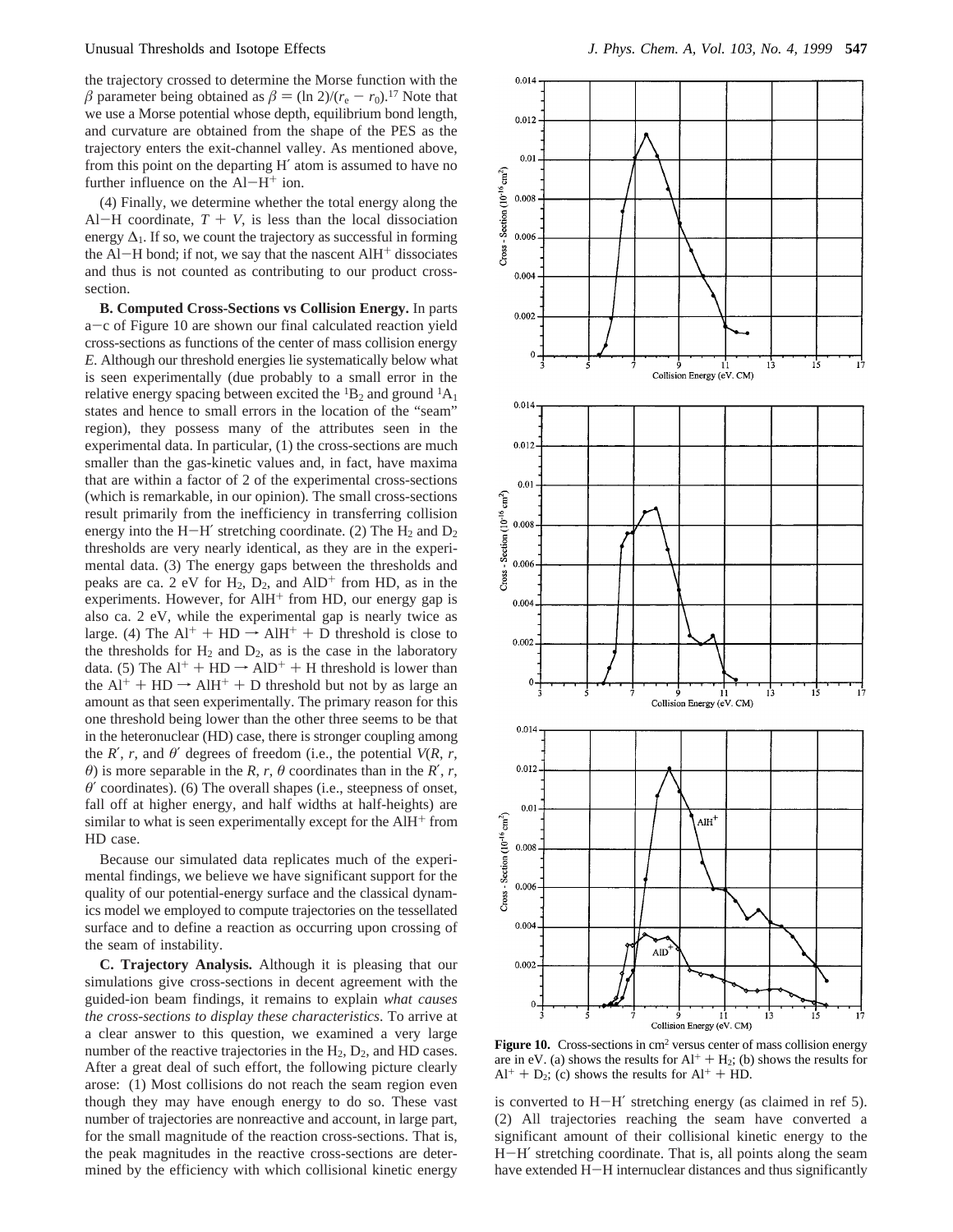the trajectory crossed to determine the Morse function with the $\beta$ parameter being obtained as $\beta = (\ln 2)/(r_e - r_0)$.[17] Note that we use a Morse potential whose depth, equilibrium bond length, and curvature are obtained from the shape of the PES as the trajectory enters the exit-channel valley. As mentioned above, from this point on the departing H′ atom is assumed to have no further influence on the $Al-H^+$ ion.

(4) Finally, we determine whether the total energy along the Al−H coordinate, $T + V$, is less than the local dissociation energy $\Delta_1$. If so, we count the trajectory as successful in forming the Al−H bond; if not, we say that the nascent $AlH^+$ dissociates and thus is not counted as contributing to our product cross-section.

**B. Computed Cross-Sections vs Collision Energy.** In parts a−c of Figure 10 are shown our final calculated reaction yield cross-sections as functions of the center of mass collision energy $E$. Although our threshold energies lie systematically below what is seen experimentally (due probably to a small error in the relative energy spacing between excited the $^1B_2$ and ground $^1A_1$ states and hence to small errors in the location of the "seam" region), they possess many of the attributes seen in the experimental data. In particular, (1) the cross-sections are much smaller than the gas-kinetic values and, in fact, have maxima that are within a factor of 2 of the experimental cross-sections (which is remarkable, in our opinion). The small cross-sections result primarily from the inefficiency in transferring collision energy into the H−H′ stretching coordinate. (2) The $H_2$ and $D_2$ thresholds are very nearly identical, as they are in the experimental data. (3) The energy gaps between the thresholds and peaks are ca. 2 eV for $H_2$, $D_2$, and $AlD^+$ from HD, as in the experiments. However, for $AlH^+$ from HD, our energy gap is also ca. 2 eV, while the experimental gap is nearly twice as large. (4) The $Al^+ + HD \rightarrow AlH^+ + D$ threshold is close to the thresholds for $H_2$ and $D_2$, as is the case in the laboratory data. (5) The $Al^+ + HD \rightarrow AlD^+ + H$ threshold is lower than the $Al^+ + HD \rightarrow AlH^+ + D$ threshold but not by as large an amount as that seen experimentally. The primary reason for this one threshold being lower than the other three seems to be that in the heteronuclear (HD) case, there is stronger coupling among the $R'$, $r$, and $\theta'$ degrees of freedom (i.e., the potential $V(R, r, \theta)$ is more separable in the $R$, $r$, $\theta$ coordinates than in the $R'$, $r$, $\theta'$ coordinates). (6) The overall shapes (i.e., steepness of onset, fall off at higher energy, and half widths at half-heights) are similar to what is seen experimentally except for the $AlH^+$ from HD case.

Because our simulated data replicates much of the experimental findings, we believe we have significant support for the quality of our potential-energy surface and the classical dynamics model we employed to compute trajectories on the tessellated surface and to define a reaction as occurring upon crossing of the seam of instability.

**C. Trajectory Analysis.** Although it is pleasing that our simulations give cross-sections in decent agreement with the guided-ion beam findings, it remains to explain *what causes the cross-sections to display these characteristics*. To arrive at a clear answer to this question, we examined a very large number of the reactive trajectories in the $H_2$, $D_2$, and HD cases. After a great deal of such effort, the following picture clearly arose: (1) Most collisions do not reach the seam region even though they may have enough energy to do so. These vast number of trajectories are nonreactive and account, in large part, for the small magnitude of the reaction cross-sections. That is, the peak magnitudes in the reactive cross-sections are determined by the efficiency with which collisional kinetic energy is converted to H−H′ stretching energy (as claimed in ref 5). (2) All trajectories reaching the seam have converted a significant amount of their collisional kinetic energy to the H−H′ stretching coordinate. That is, all points along the seam have extended H−H internuclear distances and thus significantly

**Figure 10.** Cross-sections in cm$^2$ versus center of mass collision energy are in eV. (a) shows the results for $Al^+ + H_2$; (b) shows the results for $Al^+ + D_2$; (c) shows the results for $Al^+ + HD$.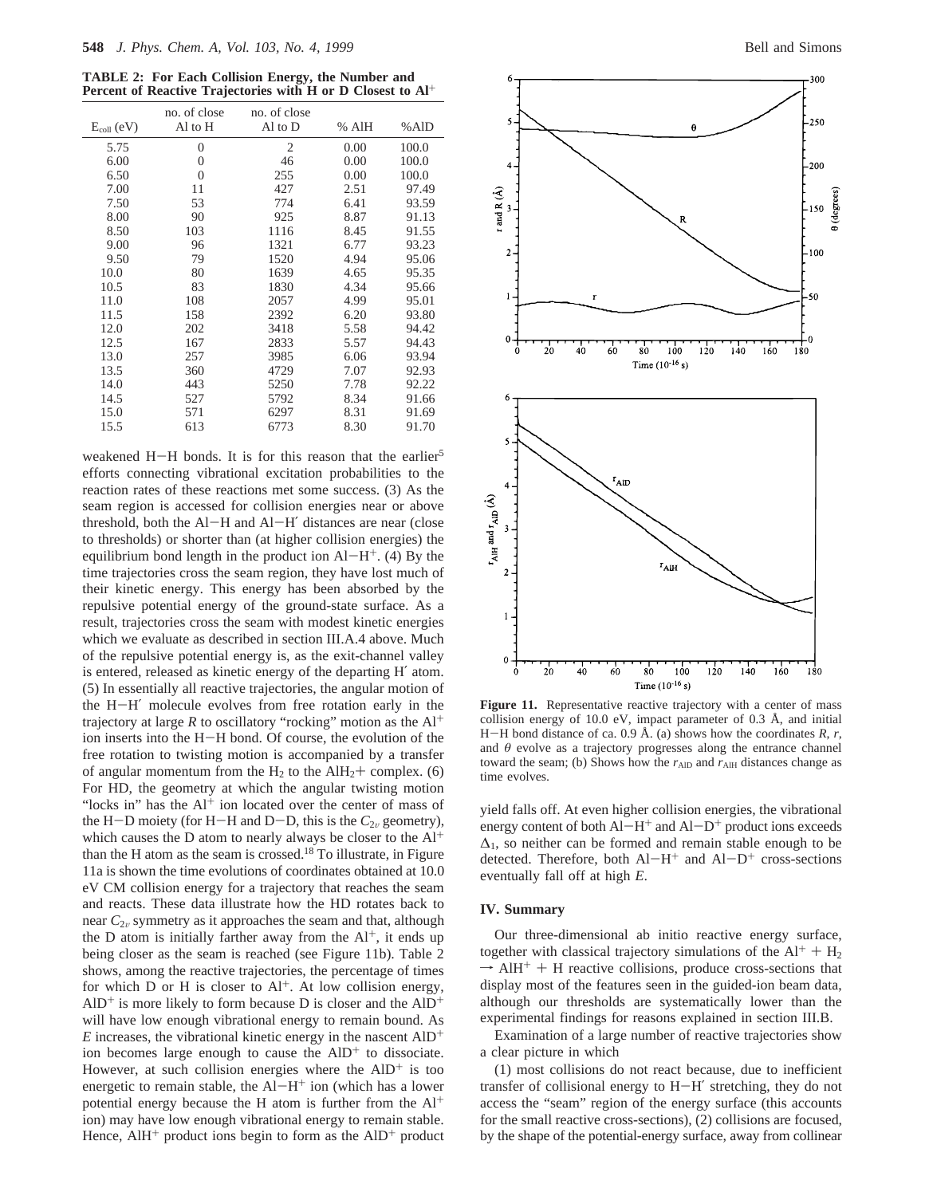**TABLE 2: For Each Collision Energy, the Number and Percent of Reactive Trajectories with H or D Closest to $Al^+$**

| $E_{coll}$ (eV) | no. of close Al to H | no. of close Al to D | % AlH | %AlD |
|---|---|---|---|---|
| 5.75 | 0 | 2 | 0.00 | 100.0 |
| 6.00 | 0 | 46 | 0.00 | 100.0 |
| 6.50 | 0 | 255 | 0.00 | 100.0 |
| 7.00 | 11 | 427 | 2.51 | 97.49 |
| 7.50 | 53 | 774 | 6.41 | 93.59 |
| 8.00 | 90 | 925 | 8.87 | 91.13 |
| 8.50 | 103 | 1116 | 8.45 | 91.55 |
| 9.00 | 96 | 1321 | 6.77 | 93.23 |
| 9.50 | 79 | 1520 | 4.94 | 95.06 |
| 10.0 | 80 | 1639 | 4.65 | 95.35 |
| 10.5 | 83 | 1830 | 4.34 | 95.66 |
| 11.0 | 108 | 2057 | 4.99 | 95.01 |
| 11.5 | 158 | 2392 | 6.20 | 93.80 |
| 12.0 | 202 | 3418 | 5.58 | 94.42 |
| 12.5 | 167 | 2833 | 5.57 | 94.43 |
| 13.0 | 257 | 3985 | 6.06 | 93.94 |
| 13.5 | 360 | 4729 | 7.07 | 92.93 |
| 14.0 | 443 | 5250 | 7.78 | 92.22 |
| 14.5 | 527 | 5792 | 8.34 | 91.66 |
| 15.0 | 571 | 6297 | 8.31 | 91.69 |
| 15.5 | 613 | 6773 | 8.30 | 91.70 |

weakened H−H bonds. It is for this reason that the earlier[5] efforts connecting vibrational excitation probabilities to the reaction rates of these reactions met some success. (3) As the seam region is accessed for collision energies near or above threshold, both the Al−H and Al−H′ distances are near (close to thresholds) or shorter than (at higher collision energies) the equilibrium bond length in the product ion $Al-H^+$. (4) By the time trajectories cross the seam region, they have lost much of their kinetic energy. This energy has been absorbed by the repulsive potential energy of the ground-state surface. As a result, trajectories cross the seam with modest kinetic energies which we evaluate as described in section III.A.4 above. Much of the repulsive potential energy is, as the exit-channel valley is entered, released as kinetic energy of the departing H′ atom. (5) In essentially all reactive trajectories, the angular motion of the H−H′ molecule evolves from free rotation early in the trajectory at large $R$ to oscillatory "rocking" motion as the $Al^+$ ion inserts into the H−H bond. Of course, the evolution of the free rotation to twisting motion is accompanied by a transfer of angular momentum from the $H_2$ to the $AlH_2$+ complex. (6) For HD, the geometry at which the angular twisting motion "locks in" has the $Al^+$ ion located over the center of mass of the H−D moiety (for H−H and D−D, this is the $C_{2v}$ geometry), which causes the D atom to nearly always be closer to the $Al^+$ than the H atom as the seam is crossed.[18] To illustrate, in Figure 11a is shown the time evolutions of coordinates obtained at 10.0 eV CM collision energy for a trajectory that reaches the seam and reacts. These data illustrate how the HD rotates back to near $C_{2v}$ symmetry as it approaches the seam and that, although the D atom is initially farther away from the $Al^+$, it ends up being closer as the seam is reached (see Figure 11b). Table 2 shows, among the reactive trajectories, the percentage of times for which D or H is closer to $Al^+$. At low collision energy, $AlD^+$ is more likely to form because D is closer and the $AlD^+$ will have low enough vibrational energy to remain bound. As $E$ increases, the vibrational kinetic energy in the nascent $AlD^+$ ion becomes large enough to cause the $AlD^+$ to dissociate. However, at such collision energies where the $AlD^+$ is too energetic to remain stable, the $Al-H^+$ ion (which has a lower potential energy because the H atom is further from the $Al^+$ ion) may have low enough vibrational energy to remain stable. Hence, $AlH^+$ product ions begin to form as the $AlD^+$ product yield falls off. At even higher collision energies, the vibrational energy content of both $Al-H^+$ and $Al-D^+$ product ions exceeds $\Delta_1$, so neither can be formed and remain stable enough to be detected. Therefore, both $Al-H^+$ and $Al-D^+$ cross-sections eventually fall off at high $E$.

**Figure 11.** Representative reactive trajectory with a center of mass collision energy of 10.0 eV, impact parameter of 0.3 Å, and initial H−H bond distance of ca. 0.9 Å. (a) shows how the coordinates $R$, $r$, and $\theta$ evolve as a trajectory progresses along the entrance channel toward the seam; (b) Shows how the $r_{AlD}$ and $r_{AlH}$ distances change as time evolves.

## IV. Summary

Our three-dimensional ab initio reactive energy surface, together with classical trajectory simulations of the $Al^+ + H_2 \rightarrow AlH^+ + H$ reactive collisions, produce cross-sections that display most of the features seen in the guided-ion beam data, although our thresholds are systematically lower than the experimental findings for reasons explained in section III.B.

Examination of a large number of reactive trajectories show a clear picture in which

(1) most collisions do not react because, due to inefficient transfer of collisional energy to H−H′ stretching, they do not access the "seam" region of the energy surface (this accounts for the small reactive cross-sections), (2) collisions are focused, by the shape of the potential-energy surface, away from collinear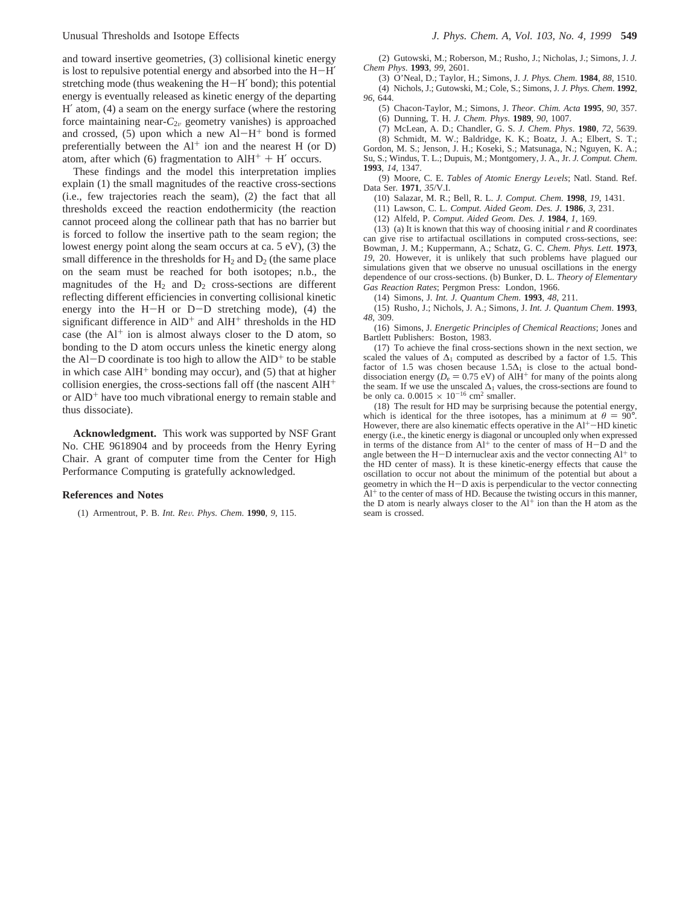and toward insertive geometries, (3) collisional kinetic energy is lost to repulsive potential energy and absorbed into the H−H′ stretching mode (thus weakening the H−H′ bond); this potential energy is eventually released as kinetic energy of the departing H′ atom, (4) a seam on the energy surface (where the restoring force maintaining near-$C_{2v}$ geometry vanishes) is approached and crossed, (5) upon which a new Al−$H^+$ bond is formed preferentially between the $Al^+$ ion and the nearest H (or D) atom, after which (6) fragmentation to $AlH^+$ + H′ occurs.

These findings and the model this interpretation implies explain (1) the small magnitudes of the reactive cross-sections (i.e., few trajectories reach the seam), (2) the fact that all thresholds exceed the reaction endothermicity (the reaction cannot proceed along the collinear path that has no barrier but is forced to follow the insertive path to the seam region; the lowest energy point along the seam occurs at ca. 5 eV), (3) the small difference in the thresholds for $H_2$ and $D_2$ (the same place on the seam must be reached for both isotopes; n.b., the magnitudes of the $H_2$ and $D_2$ cross-sections are different reflecting different efficiencies in converting collisional kinetic energy into the H−H or D−D stretching mode), (4) the significant difference in $AlD^+$ and $AlH^+$ thresholds in the HD case (the $Al^+$ ion is almost always closer to the D atom, so bonding to the D atom occurs unless the kinetic energy along the Al−D coordinate is too high to allow the $AlD^+$ to be stable in which case $AlH^+$ bonding may occur), and (5) that at higher collision energies, the cross-sections fall off (the nascent $AlH^+$ or $AlD^+$ have too much vibrational energy to remain stable and thus dissociate).

**Acknowledgment.** This work was supported by NSF Grant No. CHE 9618904 and by proceeds from the Henry Eyring Chair. A grant of computer time from the Center for High Performance Computing is gratefully acknowledged.

## References and Notes

(1) Armentrout, P. B. *Int. Rev. Phys. Chem.* **1990**, *9*, 115.

(2) Gutowski, M.; Roberson, M.; Rusho, J.; Nicholas, J.; Simons, J. *J. Chem Phys*. **1993**, *99*, 2601.

(3) O'Neal, D.; Taylor, H.; Simons, J. *J. Phys. Chem*. **1984**, *88*, 1510.

(4) Nichols, J.; Gutowski, M.; Cole, S.; Simons, J. *J. Phys. Chem*. **1992**, *96*, 644.

(5) Chacon-Taylor, M.; Simons, J. *Theor. Chim. Acta* **1995**, *90*, 357.

(6) Dunning, T. H. *J. Chem. Phys*. **1989**, *90*, 1007.

(7) McLean, A. D.; Chandler, G. S. *J. Chem. Phys*. **1980**, *72*, 5639.

(8) Schmidt, M. W.; Baldridge, K. K.; Boatz, J. A.; Elbert, S. T.; Gordon, M. S.; Jenson, J. H.; Koseki, S.; Matsunaga, N.; Nguyen, K. A.; Su, S.; Windus, T. L.; Dupuis, M.; Montgomery, J. A., Jr. *J. Comput. Chem*. **1993**, *14*, 1347.

(9) Moore, C. E. *Tables of Atomic Energy Levels*; Natl. Stand. Ref. Data Ser. **1971**, *35*/V.I.

(10) Salazar, M. R.; Bell, R. L. *J. Comput. Chem*. **1998**, *19*, 1431.

(11) Lawson, C. L. *Comput. Aided Geom. Des. J*. **1986**, *3*, 231.

(12) Alfeld, P. *Comput. Aided Geom. Des. J*. **1984**, *1*, 169.

(13) (a) It is known that this way of choosing initial *r* and *R* coordinates can give rise to artifactual oscillations in computed cross-sections, see: Bowman, J. M.; Kuppermann, A.; Schatz, G. C. *Chem. Phys. Lett*. **1973**, *19*, 20. However, it is unlikely that such problems have plagued our simulations given that we observe no unusual oscillations in the energy dependence of our cross-sections. (b) Bunker, D. L. *Theory of Elementary Gas Reaction Rates*; Pergmon Press: London, 1966.

(14) Simons, J. *Int. J. Quantum Chem*. **1993**, *48*, 211.

(15) Rusho, J.; Nichols, J. A.; Simons, J. *Int. J. Quantum Chem*. **1993**, *48*, 309.

(16) Simons, J. *Energetic Principles of Chemical Reactions*; Jones and Bartlett Publishers: Boston, 1983.

(17) To achieve the final cross-sections shown in the next section, we scaled the values of $\Delta_1$ computed as described by a factor of 1.5. This factor of 1.5 was chosen because $1.5\Delta_1$ is close to the actual bond-dissociation energy ($D_e$ = 0.75 eV) of $AlH^+$ for many of the points along the seam. If we use the unscaled $\Delta_1$ values, the cross-sections are found to be only ca. $0.0015 \times 10^{-16}$ cm$^2$ smaller.

(18) The result for HD may be surprising because the potential energy, which is identical for the three isotopes, has a minimum at $\theta = 90°$. However, there are also kinematic effects operative in the $Al^+$−HD kinetic energy (i.e., the kinetic energy is diagonal or uncoupled only when expressed in terms of the distance from $Al^+$ to the center of mass of H−D and the angle between the H−D internuclear axis and the vector connecting $Al^+$ to the HD center of mass). It is these kinetic-energy effects that cause the oscillation to occur not about the minimum of the potential but about a geometry in which the H−D axis is perpendicular to the vector connecting $Al^+$ to the center of mass of HD. Because the twisting occurs in this manner, the D atom is nearly always closer to the $Al^+$ ion than the H atom as the seam is crossed.